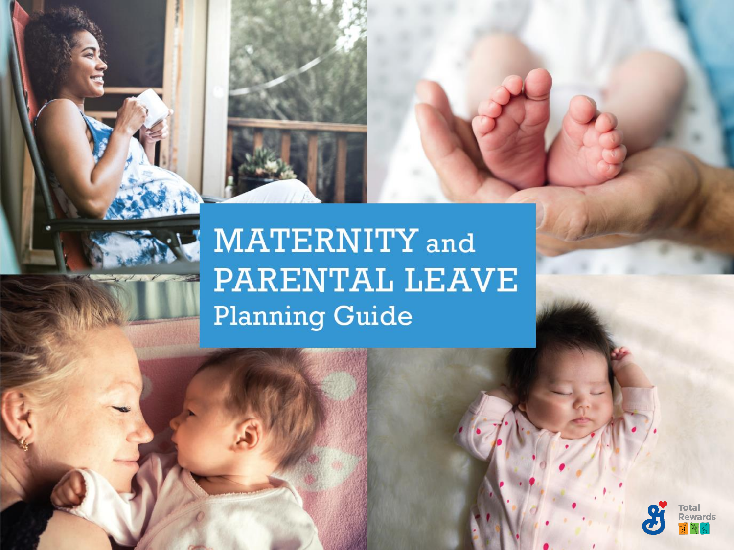# MATERNITY and PARENTAL LEAVE

## Planning Guide

Total Rewards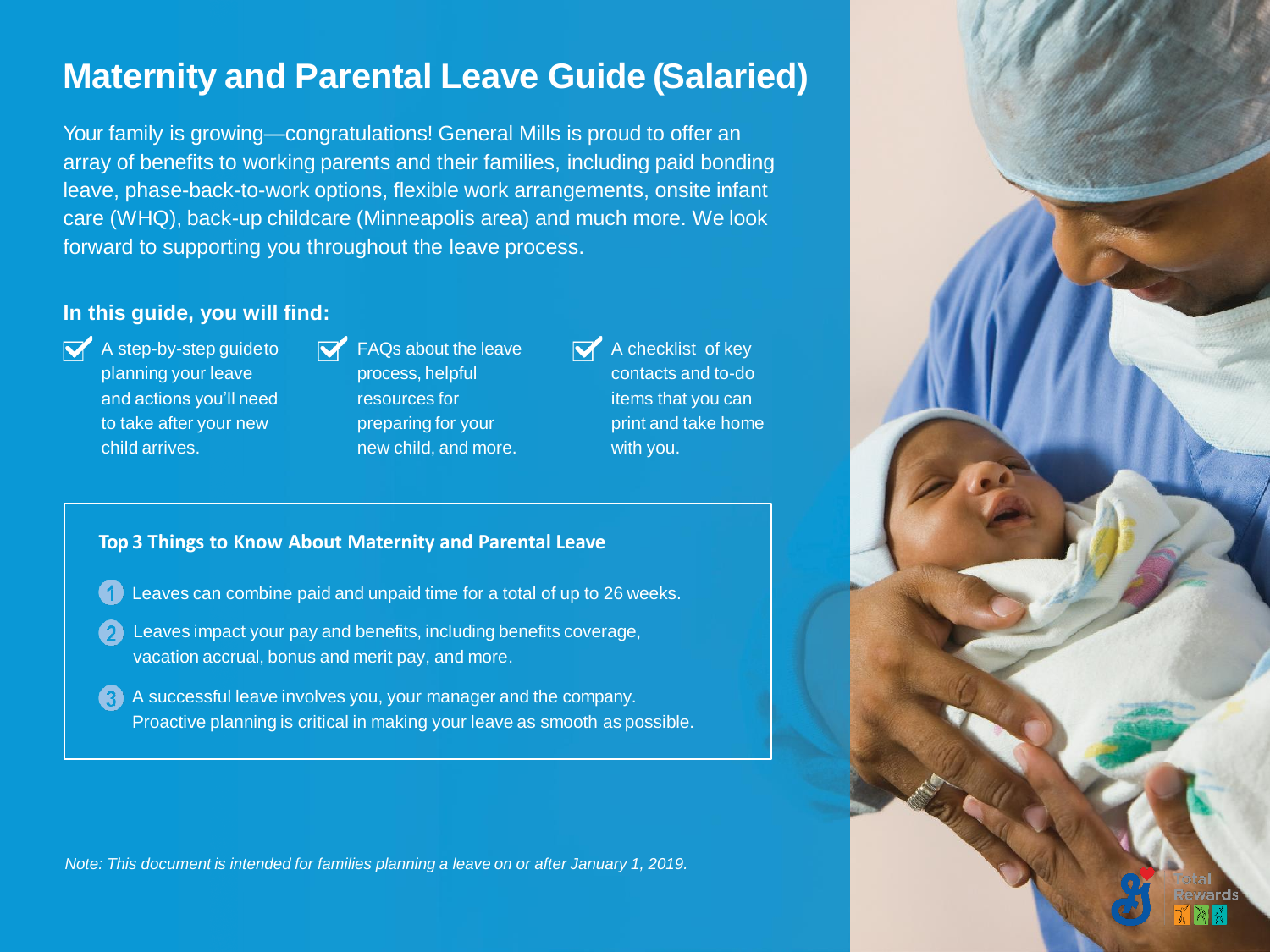# Maternity and Parental Leave Guide (Salaried)

Your family is growing—congratulations! General Mills is proud to offer an array of benefits to working parents and their families, including paid bonding leave, phase-back-to-work options, flexible work arrangements, onsite infant care (WHQ), back-up childcare (Minneapolis area) and much more. We look forward to supporting you throughout the leave process.

## In this guide, you will find:

- A step-by-step guide to planning your leave and actions you'll need to take after your new child arrives.
- FAQs about the leave process, helpful resources for preparing for your new child, and more.
- A checklist of key contacts and to-do items that you can print and take home with you.

### Top 3 Things to Know About Maternity and Parental Leave

1. Leaves can combine paid and unpaid time for a total of up to 26 weeks.
2. Leaves impact your pay and benefits, including benefits coverage, vacation accrual, bonus and merit pay, and more.
3. A successful leave involves you, your manager and the company. Proactive planning is critical in making your leave as smooth as possible.

*Note: This document is intended for families planning a leave on or after January 1, 2019.*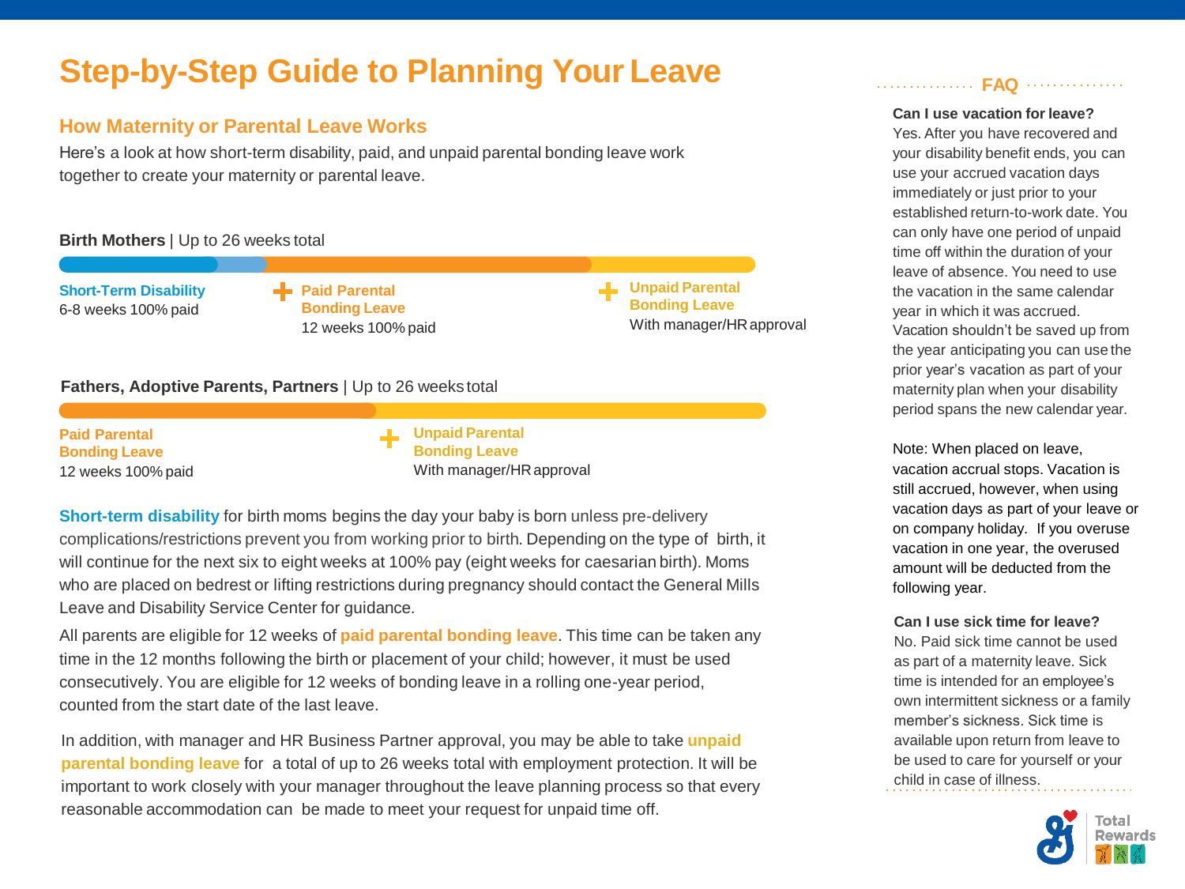# Step-by-Step Guide to Planning Your Leave

## How Maternity or Parental Leave Works

Here's a look at how short-term disability, paid, and unpaid parental bonding leave work together to create your maternity or parental leave.

**Birth Mothers** | Up to 26 weeks total

**Short-Term Disability**
6-8 weeks 100% paid

+ **Paid Parental Bonding Leave**
12 weeks 100% paid

+ **Unpaid Parental Bonding Leave**
With manager/HR approval

**Fathers, Adoptive Parents, Partners** | Up to 26 weeks total

**Paid Parental Bonding Leave**
12 weeks 100% paid

+ **Unpaid Parental Bonding Leave**
With manager/HR approval

**Short-term disability** for birth moms begins the day your baby is born unless pre-delivery complications/restrictions prevent you from working prior to birth. Depending on the type of birth, it will continue for the next six to eight weeks at 100% pay (eight weeks for caesarian birth). Moms who are placed on bedrest or lifting restrictions during pregnancy should contact the General Mills Leave and Disability Service Center for guidance.

All parents are eligible for 12 weeks of **paid parental bonding leave**. This time can be taken any time in the 12 months following the birth or placement of your child; however, it must be used consecutively. You are eligible for 12 weeks of bonding leave in a rolling one-year period, counted from the start date of the last leave.

In addition, with manager and HR Business Partner approval, you may be able to take **unpaid parental bonding leave** for a total of up to 26 weeks total with employment protection. It will be important to work closely with your manager throughout the leave planning process so that every reasonable accommodation can be made to meet your request for unpaid time off.

## FAQ

**Can I use vacation for leave?**
Yes. After you have recovered and your disability benefit ends, you can use your accrued vacation days immediately or just prior to your established return-to-work date. You can only have one period of unpaid time off within the duration of your leave of absence. You need to use the vacation in the same calendar year in which it was accrued. Vacation shouldn't be saved up from the year anticipating you can use the prior year's vacation as part of your maternity plan when your disability period spans the new calendar year.

Note: When placed on leave, vacation accrual stops. Vacation is still accrued, however, when using vacation days as part of your leave or on company holiday. If you overuse vacation in one year, the overused amount will be deducted from the following year.

**Can I use sick time for leave?**
No. Paid sick time cannot be used as part of a maternity leave. Sick time is intended for an employee's own intermittent sickness or a family member's sickness. Sick time is available upon return from leave to be used to care for yourself or your child in case of illness.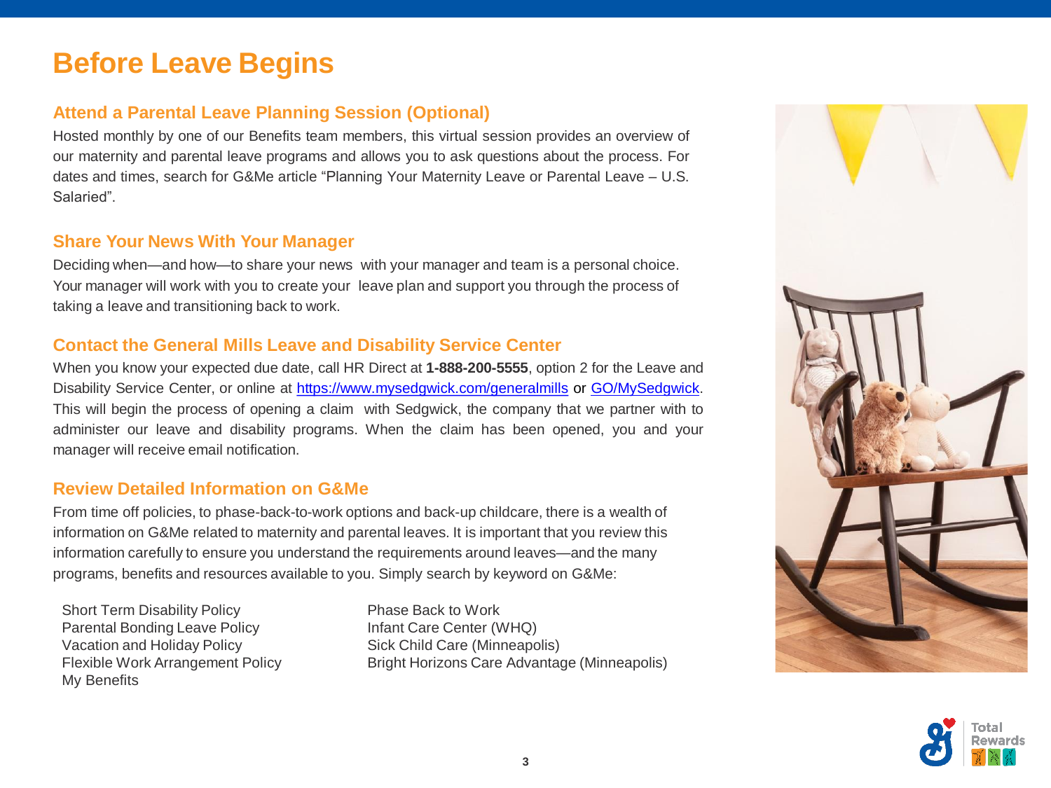# Before Leave Begins

## Attend a Parental Leave Planning Session (Optional)

Hosted monthly by one of our Benefits team members, this virtual session provides an overview of our maternity and parental leave programs and allows you to ask questions about the process. For dates and times, search for G&Me article "Planning Your Maternity Leave or Parental Leave – U.S. Salaried".

## Share Your News With Your Manager

Deciding when—and how—to share your news with your manager and team is a personal choice. Your manager will work with you to create your leave plan and support you through the process of taking a leave and transitioning back to work.

## Contact the General Mills Leave and Disability Service Center

When you know your expected due date, call HR Direct at **1-888-200-5555**, option 2 for the Leave and Disability Service Center, or online at [https://www.mysedgwick.com/generalmills](https://www.mysedgwick.com/generalmills) or GO/MySedgwick. This will begin the process of opening a claim with Sedgwick, the company that we partner with to administer our leave and disability programs. When the claim has been opened, you and your manager will receive email notification.

## Review Detailed Information on G&Me

From time off policies, to phase-back-to-work options and back-up childcare, there is a wealth of information on G&Me related to maternity and parental leaves. It is important that you review this information carefully to ensure you understand the requirements around leaves—and the many programs, benefits and resources available to you. Simply search by keyword on G&Me:

- Short Term Disability Policy
- Parental Bonding Leave Policy
- Vacation and Holiday Policy
- Flexible Work Arrangement Policy
- My Benefits
- Phase Back to Work
- Infant Care Center (WHQ)
- Sick Child Care (Minneapolis)
- Bright Horizons Care Advantage (Minneapolis)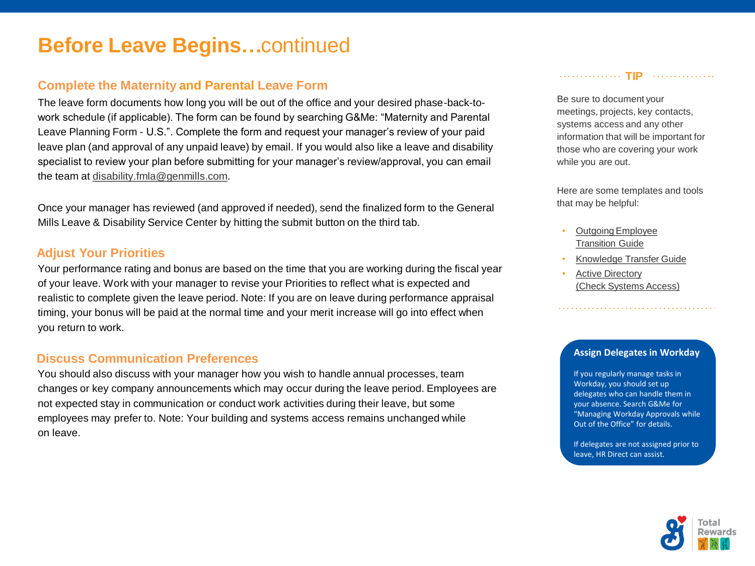# Before Leave Begins…continued

## Complete the Maternity and Parental Leave Form

The leave form documents how long you will be out of the office and your desired phase-back-to-work schedule (if applicable). The form can be found by searching G&Me: "Maternity and Parental Leave Planning Form - U.S.". Complete the form and request your manager's review of your paid leave plan (and approval of any unpaid leave) by email. If you would also like a leave and disability specialist to review your plan before submitting for your manager's review/approval, you can email the team at disability.fmla@genmills.com.

Once your manager has reviewed (and approved if needed), send the finalized form to the General Mills Leave & Disability Service Center by hitting the submit button on the third tab.

## Adjust Your Priorities

Your performance rating and bonus are based on the time that you are working during the fiscal year of your leave. Work with your manager to revise your Priorities to reflect what is expected and realistic to complete given the leave period. Note: If you are on leave during performance appraisal timing, your bonus will be paid at the normal time and your merit increase will go into effect when you return to work.

## Discuss Communication Preferences

You should also discuss with your manager how you wish to handle annual processes, team changes or key company announcements which may occur during the leave period. Employees are not expected stay in communication or conduct work activities during their leave, but some employees may prefer to. Note: Your building and systems access remains unchanged while on leave.

### TIP

Be sure to document your meetings, projects, key contacts, systems access and any other information that will be important for those who are covering your work while you are out.

Here are some templates and tools that may be helpful:

- Outgoing Employee Transition Guide
- Knowledge Transfer Guide
- Active Directory (Check Systems Access)

### Assign Delegates in Workday

If you regularly manage tasks in Workday, you should set up delegates who can handle them in your absence. Search G&Me for "Managing Workday Approvals while Out of the Office" for details.

If delegates are not assigned prior to leave, HR Direct can assist.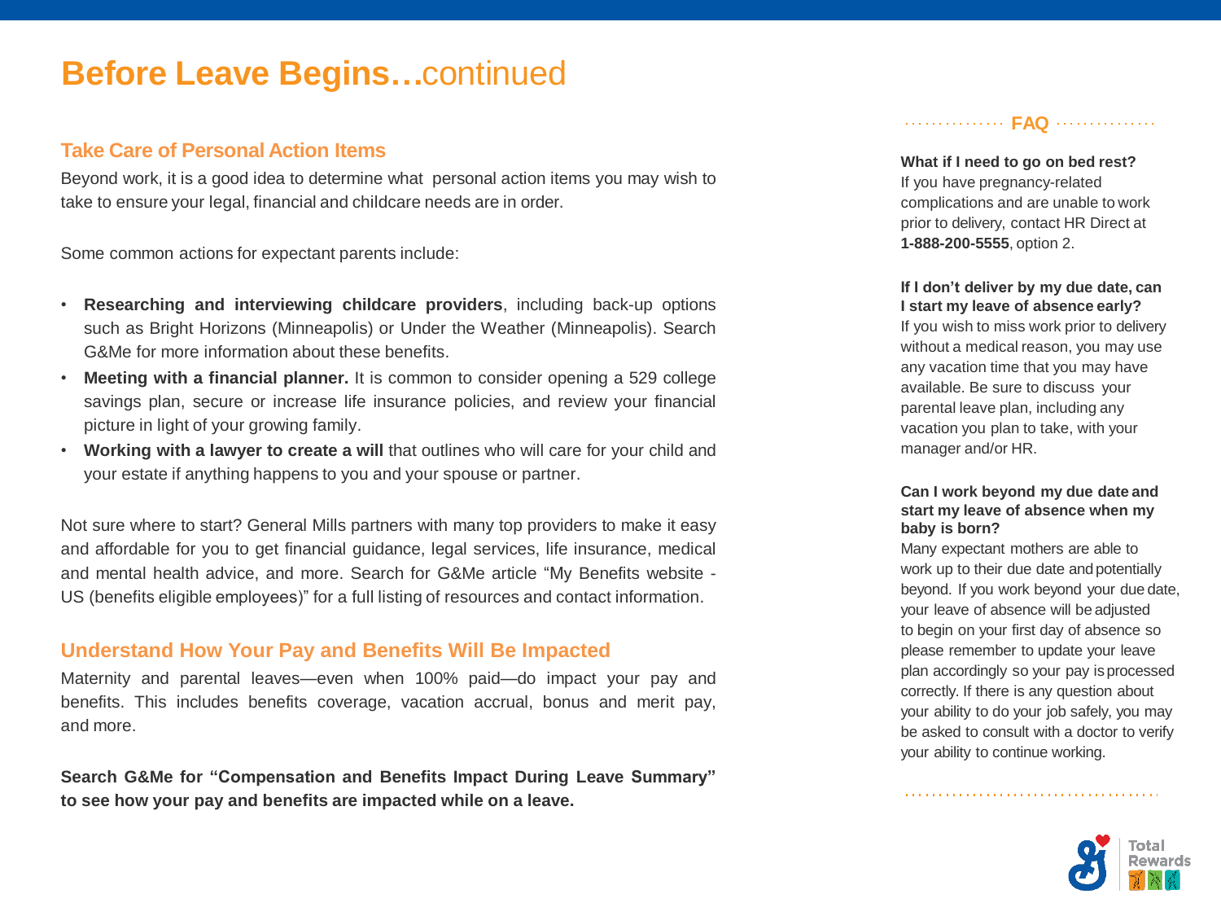# **Before Leave Begins…**continued

## Take Care of Personal Action Items

Beyond work, it is a good idea to determine what personal action items you may wish to take to ensure your legal, financial and childcare needs are in order.

Some common actions for expectant parents include:

- **Researching and interviewing childcare providers**, including back-up options such as Bright Horizons (Minneapolis) or Under the Weather (Minneapolis). Search G&Me for more information about these benefits.
- **Meeting with a financial planner.** It is common to consider opening a 529 college savings plan, secure or increase life insurance policies, and review your financial picture in light of your growing family.
- **Working with a lawyer to create a will** that outlines who will care for your child and your estate if anything happens to you and your spouse or partner.

Not sure where to start? General Mills partners with many top providers to make it easy and affordable for you to get financial guidance, legal services, life insurance, medical and mental health advice, and more. Search for G&Me article "My Benefits website - US (benefits eligible employees)" for a full listing of resources and contact information.

## Understand How Your Pay and Benefits Will Be Impacted

Maternity and parental leaves—even when 100% paid—do impact your pay and benefits. This includes benefits coverage, vacation accrual, bonus and merit pay, and more.

**Search G&Me for "Compensation and Benefits Impact During Leave Summary" to see how your pay and benefits are impacted while on a leave.**

## FAQ

**What if I need to go on bed rest?**
If you have pregnancy-related complications and are unable to work prior to delivery, contact HR Direct at **1-888-200-5555**, option 2.

**If I don't deliver by my due date, can I start my leave of absence early?**
If you wish to miss work prior to delivery without a medical reason, you may use any vacation time that you may have available. Be sure to discuss your parental leave plan, including any vacation you plan to take, with your manager and/or HR.

**Can I work beyond my due date and start my leave of absence when my baby is born?**
Many expectant mothers are able to work up to their due date and potentially beyond. If you work beyond your due date, your leave of absence will be adjusted to begin on your first day of absence so please remember to update your leave plan accordingly so your pay is processed correctly. If there is any question about your ability to do your job safely, you may be asked to consult with a doctor to verify your ability to continue working.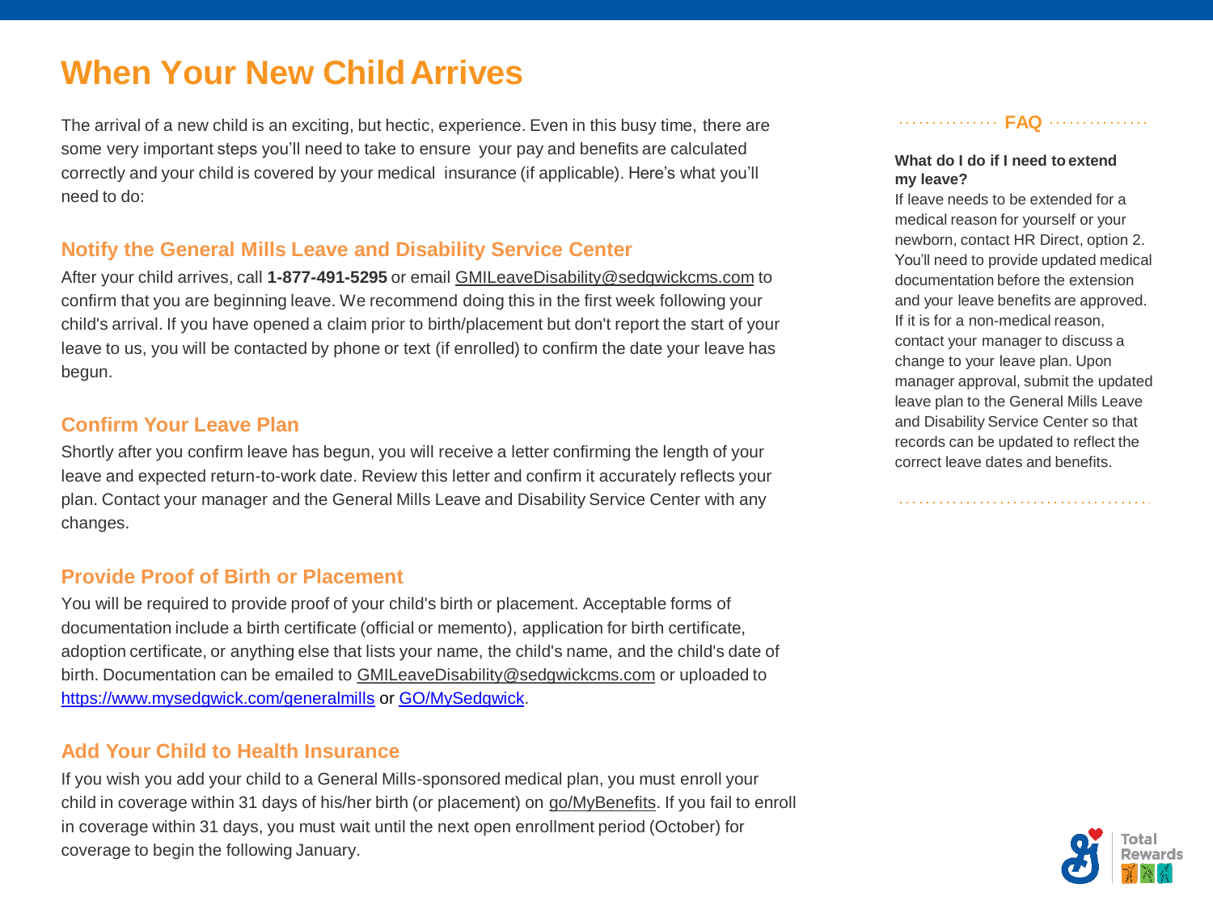# When Your New Child Arrives

The arrival of a new child is an exciting, but hectic, experience. Even in this busy time, there are some very important steps you'll need to take to ensure your pay and benefits are calculated correctly and your child is covered by your medical insurance (if applicable). Here's what you'll need to do:

## Notify the General Mills Leave and Disability Service Center

After your child arrives, call **1-877-491-5295** or email GMILeaveDisability@sedgwickcms.com to confirm that you are beginning leave. We recommend doing this in the first week following your child's arrival. If you have opened a claim prior to birth/placement but don't report the start of your leave to us, you will be contacted by phone or text (if enrolled) to confirm the date your leave has begun.

## Confirm Your Leave Plan

Shortly after you confirm leave has begun, you will receive a letter confirming the length of your leave and expected return-to-work date. Review this letter and confirm it accurately reflects your plan. Contact your manager and the General Mills Leave and Disability Service Center with any changes.

## Provide Proof of Birth or Placement

You will be required to provide proof of your child's birth or placement. Acceptable forms of documentation include a birth certificate (official or memento), application for birth certificate, adoption certificate, or anything else that lists your name, the child's name, and the child's date of birth. Documentation can be emailed to GMILeaveDisability@sedgwickcms.com or uploaded to https://www.mysedgwick.com/generalmills or GO/MySedgwick.

## Add Your Child to Health Insurance

If you wish you add your child to a General Mills-sponsored medical plan, you must enroll your child in coverage within 31 days of his/her birth (or placement) on go/MyBenefits. If you fail to enroll in coverage within 31 days, you must wait until the next open enrollment period (October) for coverage to begin the following January.

## FAQ

**What do I do if I need to extend my leave?**

If leave needs to be extended for a medical reason for yourself or your newborn, contact HR Direct, option 2. You'll need to provide updated medical documentation before the extension and your leave benefits are approved. If it is for a non-medical reason, contact your manager to discuss a change to your leave plan. Upon manager approval, submit the updated leave plan to the General Mills Leave and Disability Service Center so that records can be updated to reflect the correct leave dates and benefits.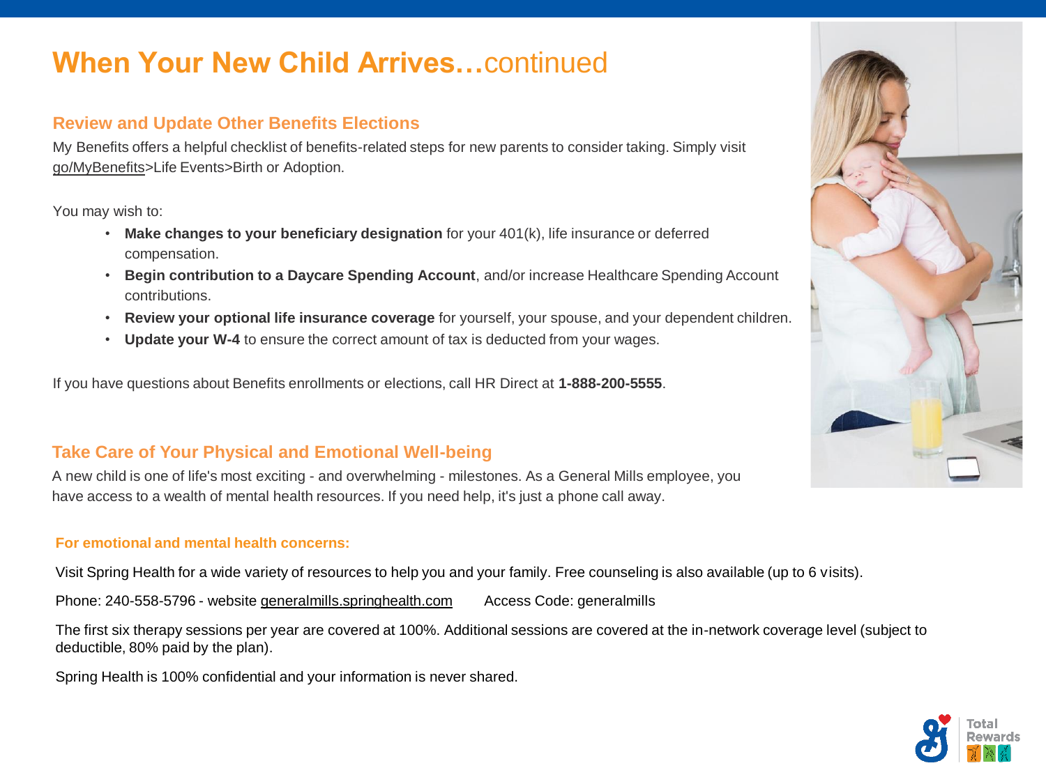# When Your New Child Arrives…continued

## Review and Update Other Benefits Elections

My Benefits offers a helpful checklist of benefits-related steps for new parents to consider taking. Simply visit go/MyBenefits>Life Events>Birth or Adoption.

You may wish to:

- **Make changes to your beneficiary designation** for your 401(k), life insurance or deferred compensation.
- **Begin contribution to a Daycare Spending Account**, and/or increase Healthcare Spending Account contributions.
- **Review your optional life insurance coverage** for yourself, your spouse, and your dependent children.
- **Update your W-4** to ensure the correct amount of tax is deducted from your wages.

If you have questions about Benefits enrollments or elections, call HR Direct at **1-888-200-5555**.

## Take Care of Your Physical and Emotional Well-being

A new child is one of life's most exciting - and overwhelming - milestones. As a General Mills employee, you have access to a wealth of mental health resources. If you need help, it's just a phone call away.

### For emotional and mental health concerns:

Visit Spring Health for a wide variety of resources to help you and your family. Free counseling is also available (up to 6 visits).

Phone: 240-558-5796 - website generalmills.springhealth.com Access Code: generalmills

The first six therapy sessions per year are covered at 100%. Additional sessions are covered at the in-network coverage level (subject to deductible, 80% paid by the plan).

Spring Health is 100% confidential and your information is never shared.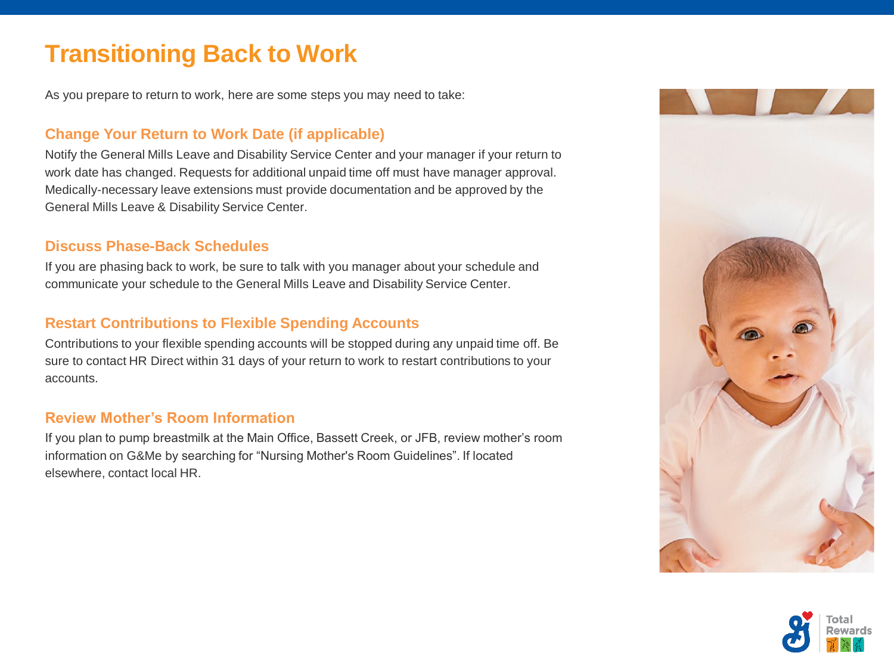# Transitioning Back to Work

As you prepare to return to work, here are some steps you may need to take:

## Change Your Return to Work Date (if applicable)

Notify the General Mills Leave and Disability Service Center and your manager if your return to work date has changed. Requests for additional unpaid time off must have manager approval. Medically-necessary leave extensions must provide documentation and be approved by the General Mills Leave & Disability Service Center.

## Discuss Phase-Back Schedules

If you are phasing back to work, be sure to talk with you manager about your schedule and communicate your schedule to the General Mills Leave and Disability Service Center.

## Restart Contributions to Flexible Spending Accounts

Contributions to your flexible spending accounts will be stopped during any unpaid time off. Be sure to contact HR Direct within 31 days of your return to work to restart contributions to your accounts.

## Review Mother's Room Information

If you plan to pump breastmilk at the Main Office, Bassett Creek, or JFB, review mother's room information on G&Me by searching for "Nursing Mother's Room Guidelines". If located elsewhere, contact local HR.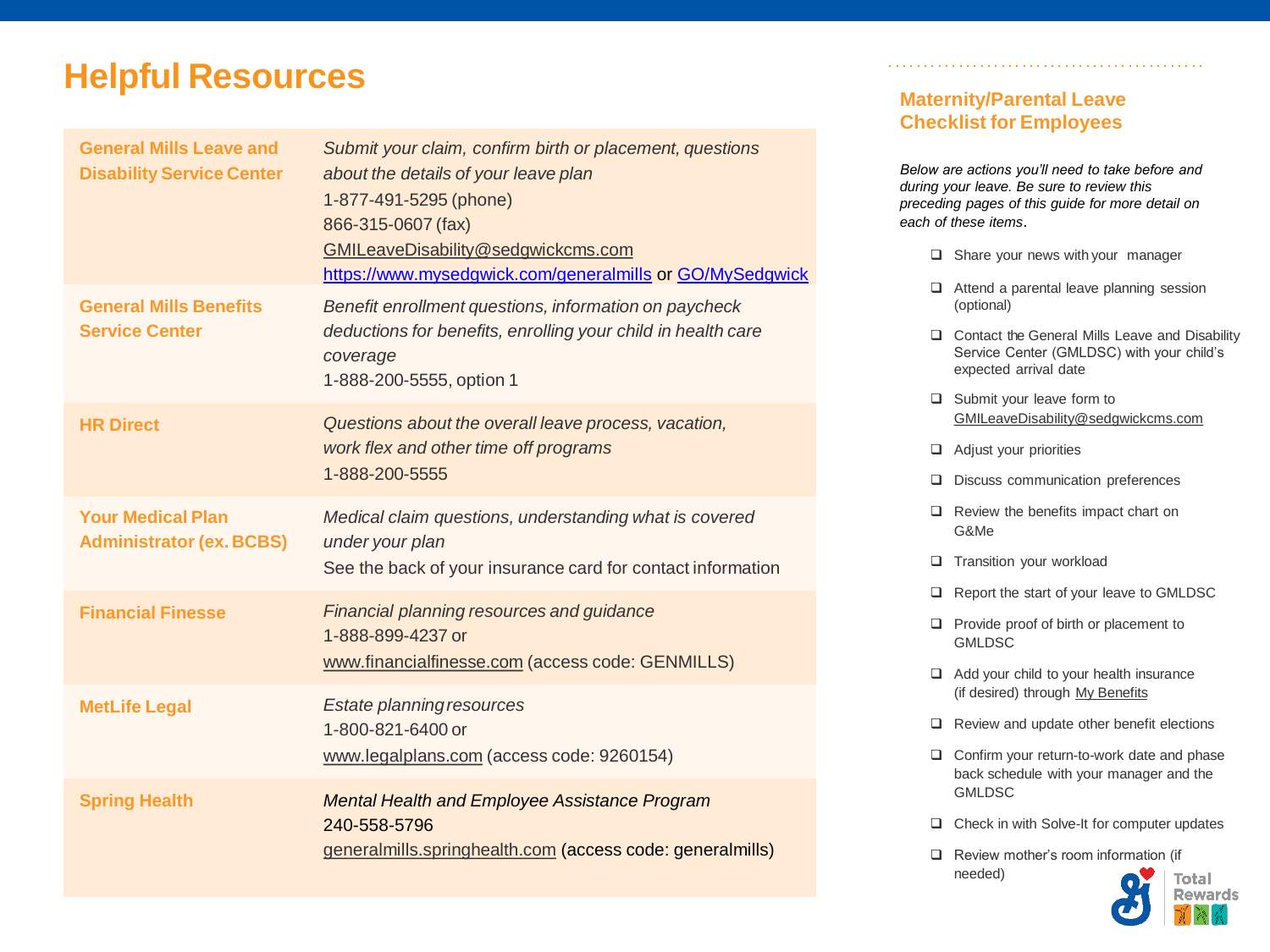# Helpful Resources

| | |
|---|---|
| **General Mills Leave and Disability Service Center** | *Submit your claim, confirm birth or placement, questions about the details of your leave plan*<br>1-877-491-5295 (phone)<br>866-315-0607 (fax)<br>GMILeaveDisability@sedgwickcms.com<br>https://www.mysedgwick.com/generalmills or GO/MySedgwick |
| **General Mills Benefits Service Center** | *Benefit enrollment questions, information on paycheck deductions for benefits, enrolling your child in health care coverage*<br>1-888-200-5555, option 1 |
| **HR Direct** | *Questions about the overall leave process, vacation, work flex and other time off programs*<br>1-888-200-5555 |
| **Your Medical Plan Administrator (ex. BCBS)** | *Medical claim questions, understanding what is covered under your plan*<br>See the back of your insurance card for contact information |
| **Financial Finesse** | *Financial planning resources and guidance*<br>1-888-899-4237 or<br>www.financialfinesse.com (access code: GENMILLS) |
| **MetLife Legal** | *Estate planning resources*<br>1-800-821-6400 or<br>www.legalplans.com (access code: 9260154) |
| **Spring Health** | *Mental Health and Employee Assistance Program*<br>240-558-5796<br>generalmills.springhealth.com (access code: generalmills) |

## Maternity/Parental Leave Checklist for Employees

*Below are actions you'll need to take before and during your leave. Be sure to review this preceding pages of this guide for more detail on each of these items.*

- [ ] Share your news with your manager
- [ ] Attend a parental leave planning session (optional)
- [ ] Contact the General Mills Leave and Disability Service Center (GMLDSC) with your child's expected arrival date
- [ ] Submit your leave form to GMILeaveDisability@sedgwickcms.com
- [ ] Adjust your priorities
- [ ] Discuss communication preferences
- [ ] Review the benefits impact chart on G&Me
- [ ] Transition your workload
- [ ] Report the start of your leave to GMLDSC
- [ ] Provide proof of birth or placement to GMLDSC
- [ ] Add your child to your health insurance (if desired) through My Benefits
- [ ] Review and update other benefit elections
- [ ] Confirm your return-to-work date and phase back schedule with your manager and the GMLDSC
- [ ] Check in with Solve-It for computer updates
- [ ] Review mother's room information (if needed)

Total Rewards